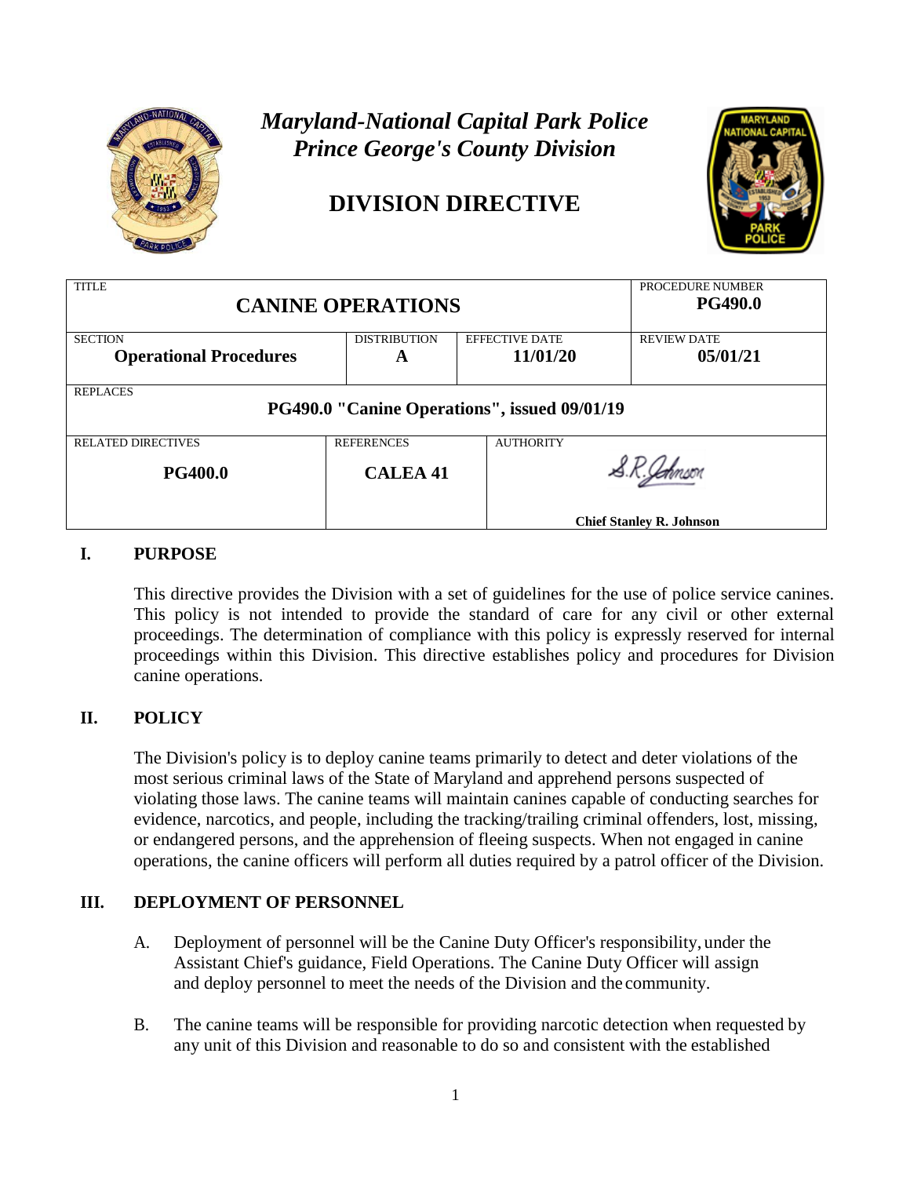# *Maryland-National Capital Park Police*
# *Prince George's County Division*

# DIVISION DIRECTIVE

| TITLE | | | PROCEDURE NUMBER |
|---|---|---|---|
| **CANINE OPERATIONS** | | | **PG490.0** |
| SECTION **Operational Procedures** | DISTRIBUTION **A** | EFFECTIVE DATE **11/01/20** | REVIEW DATE **05/01/21** |
| REPLACES **PG490.0 "Canine Operations", issued 09/01/19** | | | |
| RELATED DIRECTIVES **PG400.0** | REFERENCES **CALEA 41** | AUTHORITY S.R. Johnson **Chief Stanley R. Johnson** | |

## I. PURPOSE

This directive provides the Division with a set of guidelines for the use of police service canines. This policy is not intended to provide the standard of care for any civil or other external proceedings. The determination of compliance with this policy is expressly reserved for internal proceedings within this Division. This directive establishes policy and procedures for Division canine operations.

## II. POLICY

The Division's policy is to deploy canine teams primarily to detect and deter violations of the most serious criminal laws of the State of Maryland and apprehend persons suspected of violating those laws. The canine teams will maintain canines capable of conducting searches for evidence, narcotics, and people, including the tracking/trailing criminal offenders, lost, missing, or endangered persons, and the apprehension of fleeing suspects. When not engaged in canine operations, the canine officers will perform all duties required by a patrol officer of the Division.

## III. DEPLOYMENT OF PERSONNEL

A. Deployment of personnel will be the Canine Duty Officer's responsibility, under the Assistant Chief's guidance, Field Operations. The Canine Duty Officer will assign and deploy personnel to meet the needs of the Division and the community.

B. The canine teams will be responsible for providing narcotic detection when requested by any unit of this Division and reasonable to do so and consistent with the established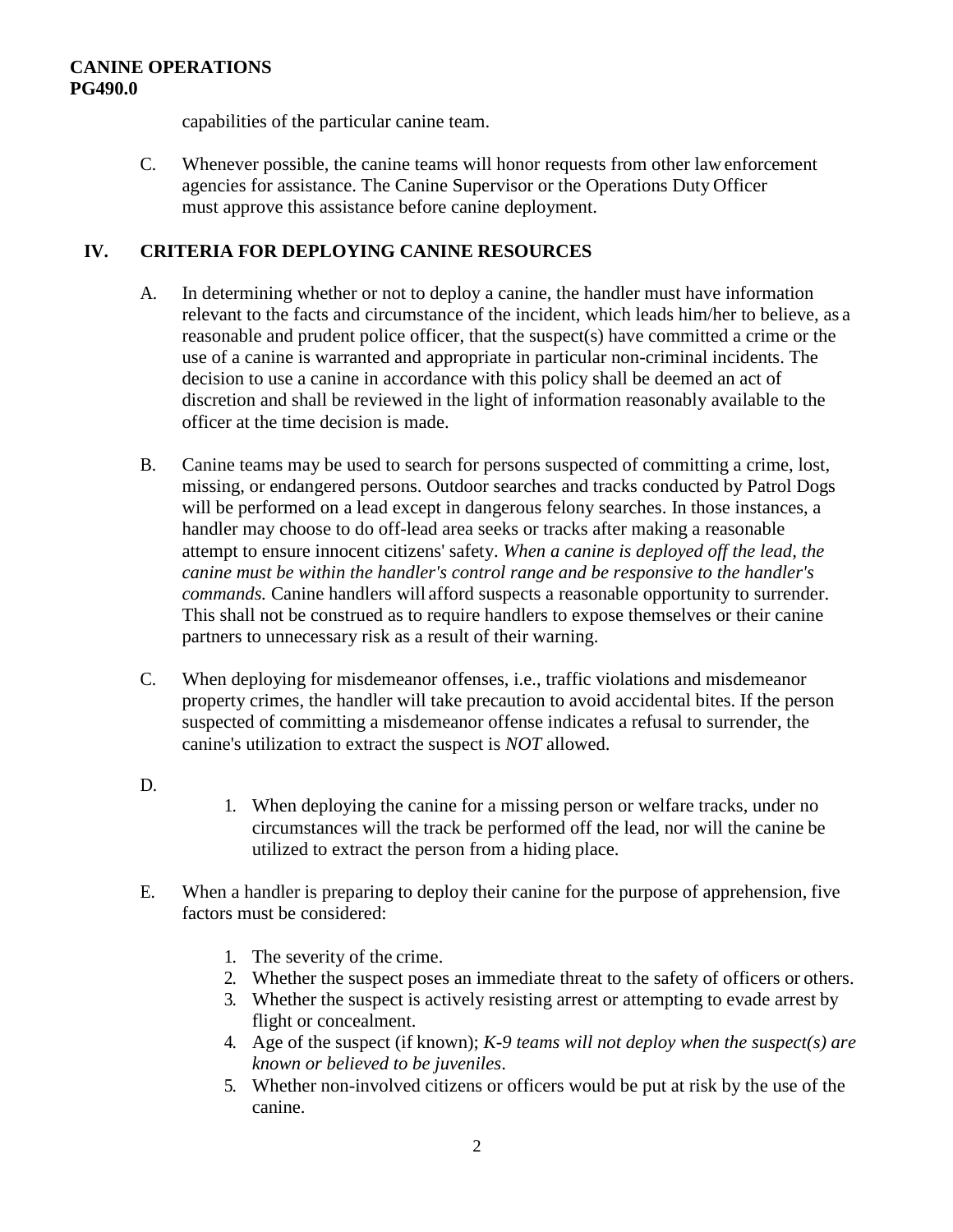capabilities of the particular canine team.

C. Whenever possible, the canine teams will honor requests from other law enforcement agencies for assistance. The Canine Supervisor or the Operations Duty Officer must approve this assistance before canine deployment.

## IV. CRITERIA FOR DEPLOYING CANINE RESOURCES

A. In determining whether or not to deploy a canine, the handler must have information relevant to the facts and circumstance of the incident, which leads him/her to believe, as a reasonable and prudent police officer, that the suspect(s) have committed a crime or the use of a canine is warranted and appropriate in particular non-criminal incidents. The decision to use a canine in accordance with this policy shall be deemed an act of discretion and shall be reviewed in the light of information reasonably available to the officer at the time decision is made.

B. Canine teams may be used to search for persons suspected of committing a crime, lost, missing, or endangered persons. Outdoor searches and tracks conducted by Patrol Dogs will be performed on a lead except in dangerous felony searches. In those instances, a handler may choose to do off-lead area seeks or tracks after making a reasonable attempt to ensure innocent citizens' safety. *When a canine is deployed off the lead, the canine must be within the handler's control range and be responsive to the handler's commands.* Canine handlers will afford suspects a reasonable opportunity to surrender. This shall not be construed as to require handlers to expose themselves or their canine partners to unnecessary risk as a result of their warning.

C. When deploying for misdemeanor offenses, i.e., traffic violations and misdemeanor property crimes, the handler will take precaution to avoid accidental bites. If the person suspected of committing a misdemeanor offense indicates a refusal to surrender, the canine's utilization to extract the suspect is *NOT* allowed.

D.

1. When deploying the canine for a missing person or welfare tracks, under no circumstances will the track be performed off the lead, nor will the canine be utilized to extract the person from a hiding place.

E. When a handler is preparing to deploy their canine for the purpose of apprehension, five factors must be considered:

1. The severity of the crime.
2. Whether the suspect poses an immediate threat to the safety of officers or others.
3. Whether the suspect is actively resisting arrest or attempting to evade arrest by flight or concealment.
4. Age of the suspect (if known); *K-9 teams will not deploy when the suspect(s) are known or believed to be juveniles*.
5. Whether non-involved citizens or officers would be put at risk by the use of the canine.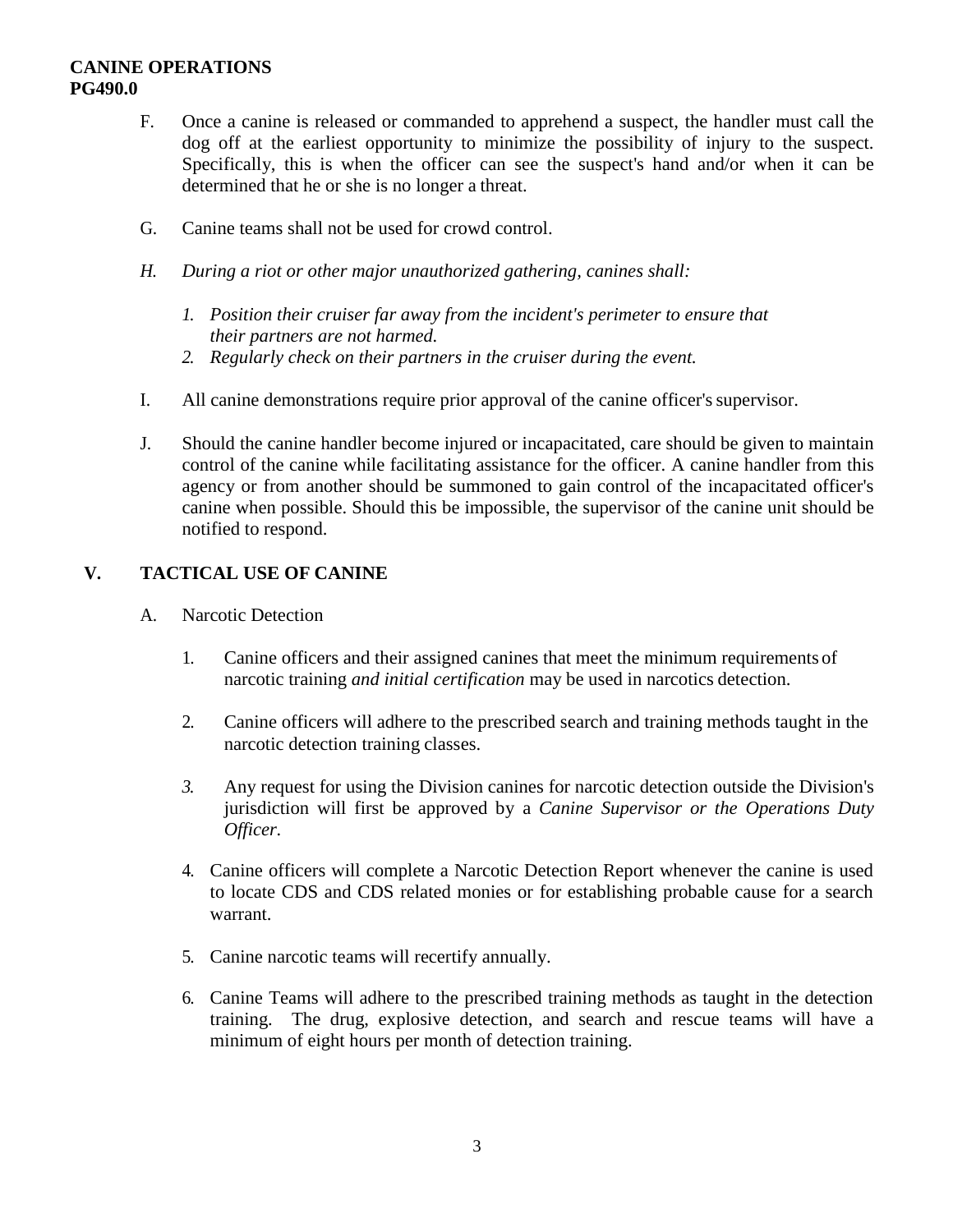F. Once a canine is released or commanded to apprehend a suspect, the handler must call the dog off at the earliest opportunity to minimize the possibility of injury to the suspect. Specifically, this is when the officer can see the suspect's hand and/or when it can be determined that he or she is no longer a threat.

G. Canine teams shall not be used for crowd control.

*H. During a riot or other major unauthorized gathering, canines shall:*

*1. Position their cruiser far away from the incident's perimeter to ensure that their partners are not harmed.*
*2. Regularly check on their partners in the cruiser during the event.*

I. All canine demonstrations require prior approval of the canine officer's supervisor.

J. Should the canine handler become injured or incapacitated, care should be given to maintain control of the canine while facilitating assistance for the officer. A canine handler from this agency or from another should be summoned to gain control of the incapacitated officer's canine when possible. Should this be impossible, the supervisor of the canine unit should be notified to respond.

## V. TACTICAL USE OF CANINE

A. Narcotic Detection

1. Canine officers and their assigned canines that meet the minimum requirements of narcotic training *and initial certification* may be used in narcotics detection.

2. Canine officers will adhere to the prescribed search and training methods taught in the narcotic detection training classes.

*3.* Any request for using the Division canines for narcotic detection outside the Division's jurisdiction will first be approved by a *Canine Supervisor or the Operations Duty Officer.*

4. Canine officers will complete a Narcotic Detection Report whenever the canine is used to locate CDS and CDS related monies or for establishing probable cause for a search warrant.

5. Canine narcotic teams will recertify annually.

6. Canine Teams will adhere to the prescribed training methods as taught in the detection training. The drug, explosive detection, and search and rescue teams will have a minimum of eight hours per month of detection training.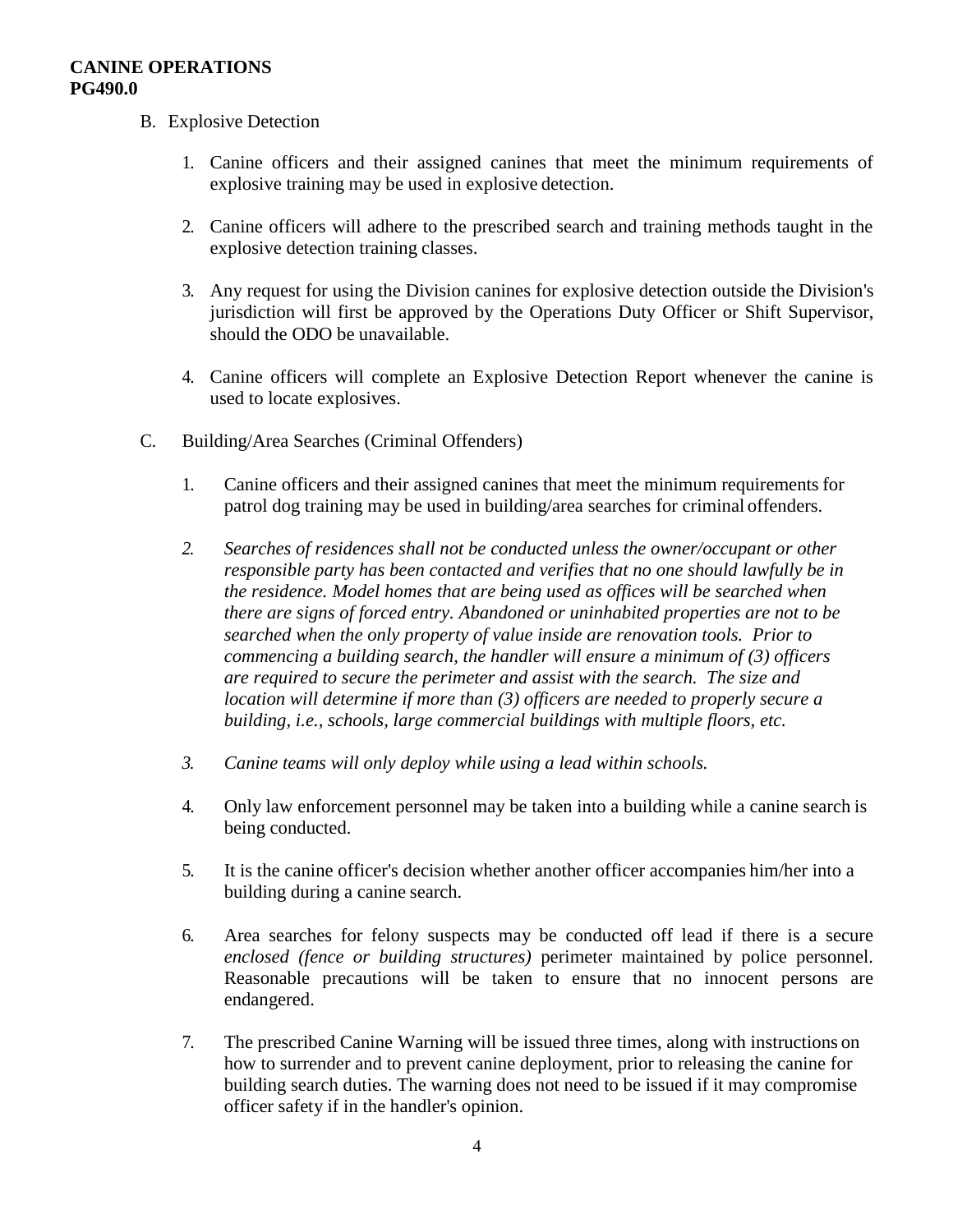**CANINE OPERATIONS**
**PG490.0**

B. Explosive Detection

1. Canine officers and their assigned canines that meet the minimum requirements of explosive training may be used in explosive detection.

2. Canine officers will adhere to the prescribed search and training methods taught in the explosive detection training classes.

3. Any request for using the Division canines for explosive detection outside the Division's jurisdiction will first be approved by the Operations Duty Officer or Shift Supervisor, should the ODO be unavailable.

4. Canine officers will complete an Explosive Detection Report whenever the canine is used to locate explosives.

C. Building/Area Searches (Criminal Offenders)

1. Canine officers and their assigned canines that meet the minimum requirements for patrol dog training may be used in building/area searches for criminal offenders.

2. *Searches of residences shall not be conducted unless the owner/occupant or other responsible party has been contacted and verifies that no one should lawfully be in the residence. Model homes that are being used as offices will be searched when there are signs of forced entry. Abandoned or uninhabited properties are not to be searched when the only property of value inside are renovation tools. Prior to commencing a building search, the handler will ensure a minimum of (3) officers are required to secure the perimeter and assist with the search. The size and location will determine if more than (3) officers are needed to properly secure a building, i.e., schools, large commercial buildings with multiple floors, etc.*

3. *Canine teams will only deploy while using a lead within schools.*

4. Only law enforcement personnel may be taken into a building while a canine search is being conducted.

5. It is the canine officer's decision whether another officer accompanies him/her into a building during a canine search.

6. Area searches for felony suspects may be conducted off lead if there is a secure *enclosed (fence or building structures)* perimeter maintained by police personnel. Reasonable precautions will be taken to ensure that no innocent persons are endangered.

7. The prescribed Canine Warning will be issued three times, along with instructions on how to surrender and to prevent canine deployment, prior to releasing the canine for building search duties. The warning does not need to be issued if it may compromise officer safety if in the handler's opinion.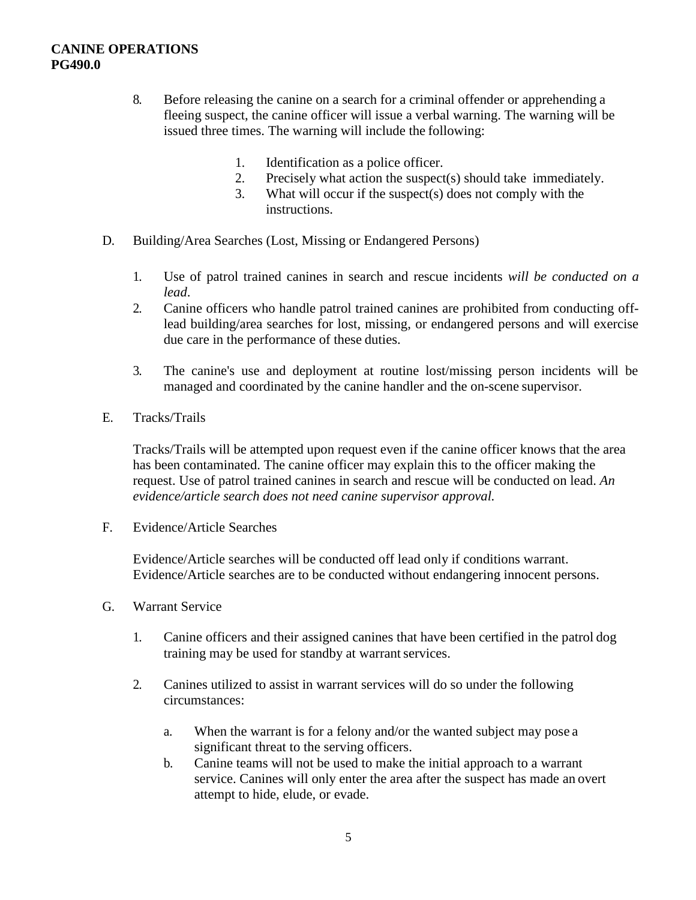8. Before releasing the canine on a search for a criminal offender or apprehending a fleeing suspect, the canine officer will issue a verbal warning. The warning will be issued three times. The warning will include the following:

    1. Identification as a police officer.
    2. Precisely what action the suspect(s) should take immediately.
    3. What will occur if the suspect(s) does not comply with the instructions.

D. Building/Area Searches (Lost, Missing or Endangered Persons)

1. Use of patrol trained canines in search and rescue incidents *will be conducted on a lead*.
2. Canine officers who handle patrol trained canines are prohibited from conducting off-lead building/area searches for lost, missing, or endangered persons and will exercise due care in the performance of these duties.
3. The canine's use and deployment at routine lost/missing person incidents will be managed and coordinated by the canine handler and the on-scene supervisor.

E. Tracks/Trails

Tracks/Trails will be attempted upon request even if the canine officer knows that the area has been contaminated. The canine officer may explain this to the officer making the request. Use of patrol trained canines in search and rescue will be conducted on lead. *An evidence/article search does not need canine supervisor approval.*

F. Evidence/Article Searches

Evidence/Article searches will be conducted off lead only if conditions warrant. Evidence/Article searches are to be conducted without endangering innocent persons.

G. Warrant Service

1. Canine officers and their assigned canines that have been certified in the patrol dog training may be used for standby at warrant services.
2. Canines utilized to assist in warrant services will do so under the following circumstances:

    a. When the warrant is for a felony and/or the wanted subject may pose a significant threat to the serving officers.
    b. Canine teams will not be used to make the initial approach to a warrant service. Canines will only enter the area after the suspect has made an overt attempt to hide, elude, or evade.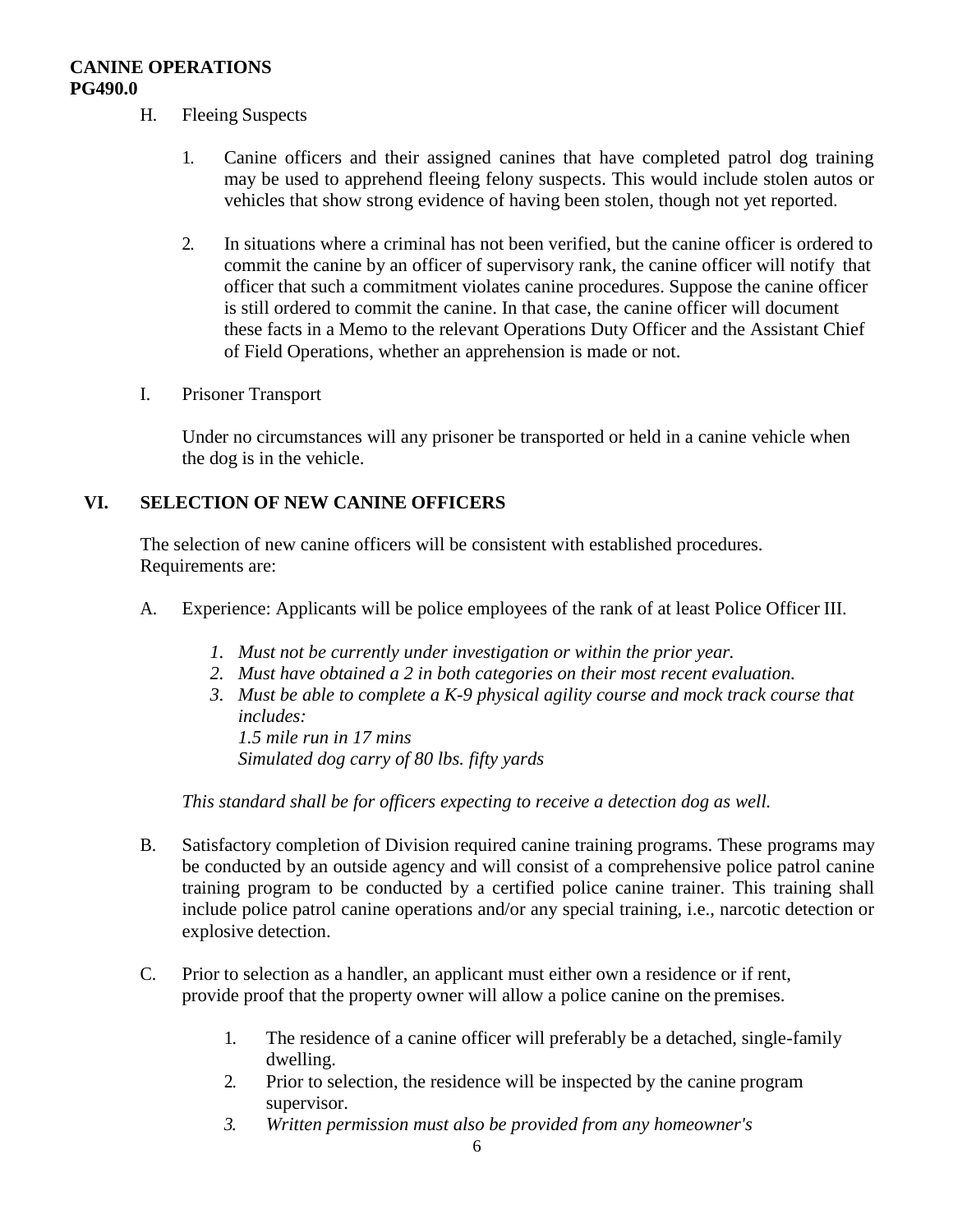H. Fleeing Suspects

1. Canine officers and their assigned canines that have completed patrol dog training may be used to apprehend fleeing felony suspects. This would include stolen autos or vehicles that show strong evidence of having been stolen, though not yet reported.

2. In situations where a criminal has not been verified, but the canine officer is ordered to commit the canine by an officer of supervisory rank, the canine officer will notify that officer that such a commitment violates canine procedures. Suppose the canine officer is still ordered to commit the canine. In that case, the canine officer will document these facts in a Memo to the relevant Operations Duty Officer and the Assistant Chief of Field Operations, whether an apprehension is made or not.

I. Prisoner Transport

Under no circumstances will any prisoner be transported or held in a canine vehicle when the dog is in the vehicle.

## VI. SELECTION OF NEW CANINE OFFICERS

The selection of new canine officers will be consistent with established procedures. Requirements are:

A. Experience: Applicants will be police employees of the rank of at least Police Officer III.

1. *Must not be currently under investigation or within the prior year.*
2. *Must have obtained a 2 in both categories on their most recent evaluation.*
3. *Must be able to complete a K-9 physical agility course and mock track course that includes:*
   *1.5 mile run in 17 mins*
   *Simulated dog carry of 80 lbs. fifty yards*

*This standard shall be for officers expecting to receive a detection dog as well.*

B. Satisfactory completion of Division required canine training programs. These programs may be conducted by an outside agency and will consist of a comprehensive police patrol canine training program to be conducted by a certified police canine trainer. This training shall include police patrol canine operations and/or any special training, i.e., narcotic detection or explosive detection.

C. Prior to selection as a handler, an applicant must either own a residence or if rent, provide proof that the property owner will allow a police canine on the premises.

1. The residence of a canine officer will preferably be a detached, single-family dwelling.
2. Prior to selection, the residence will be inspected by the canine program supervisor.
3. *Written permission must also be provided from any homeowner's*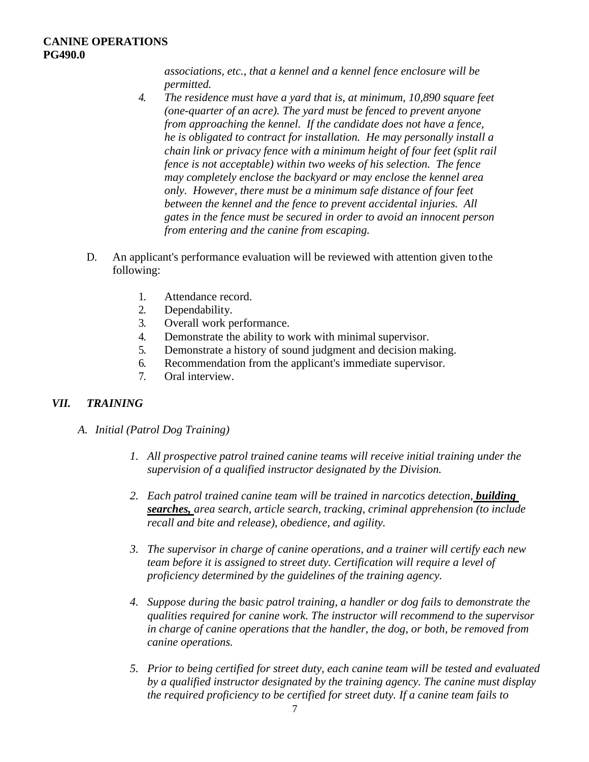*associations, etc., that a kennel and a kennel fence enclosure will be permitted.*

4. *The residence must have a yard that is, at minimum, 10,890 square feet (one-quarter of an acre). The yard must be fenced to prevent anyone from approaching the kennel. If the candidate does not have a fence, he is obligated to contract for installation. He may personally install a chain link or privacy fence with a minimum height of four feet (split rail fence is not acceptable) within two weeks of his selection. The fence may completely enclose the backyard or may enclose the kennel area only. However, there must be a minimum safe distance of four feet between the kennel and the fence to prevent accidental injuries. All gates in the fence must be secured in order to avoid an innocent person from entering and the canine from escaping.*

D. An applicant's performance evaluation will be reviewed with attention given to the following:

1. Attendance record.
2. Dependability.
3. Overall work performance.
4. Demonstrate the ability to work with minimal supervisor.
5. Demonstrate a history of sound judgment and decision making.
6. Recommendation from the applicant's immediate supervisor.
7. Oral interview.

## *VII. TRAINING*

### *A. Initial (Patrol Dog Training)*

1. *All prospective patrol trained canine teams will receive initial training under the supervision of a qualified instructor designated by the Division.*

2. *Each patrol trained canine team will be trained in narcotics detection, **building searches,** area search, article search, tracking, criminal apprehension (to include recall and bite and release), obedience, and agility.*

3. *The supervisor in charge of canine operations, and a trainer will certify each new team before it is assigned to street duty. Certification will require a level of proficiency determined by the guidelines of the training agency.*

4. *Suppose during the basic patrol training, a handler or dog fails to demonstrate the qualities required for canine work. The instructor will recommend to the supervisor in charge of canine operations that the handler, the dog, or both, be removed from canine operations.*

5. *Prior to being certified for street duty, each canine team will be tested and evaluated by a qualified instructor designated by the training agency. The canine must display the required proficiency to be certified for street duty. If a canine team fails to*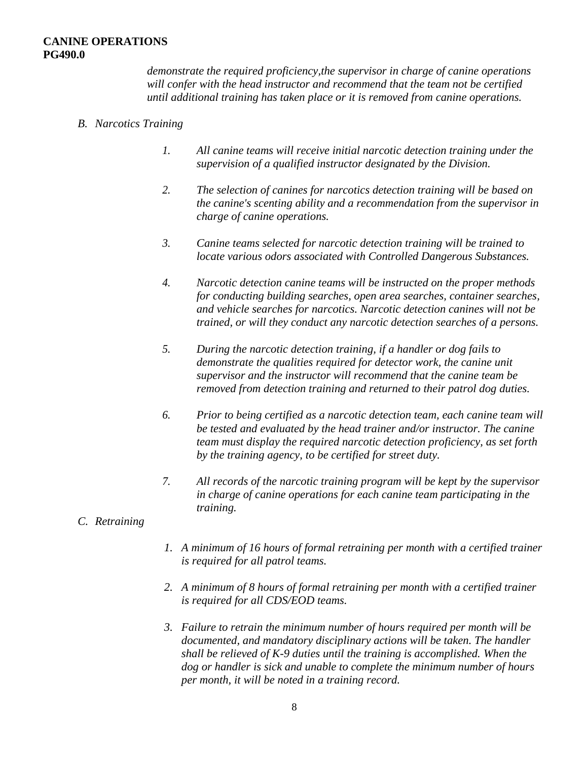*demonstrate the required proficiency,the supervisor in charge of canine operations will confer with the head instructor and recommend that the team not be certified until additional training has taken place or it is removed from canine operations.*

*B. Narcotics Training*

1. *All canine teams will receive initial narcotic detection training under the supervision of a qualified instructor designated by the Division.*

2. *The selection of canines for narcotics detection training will be based on the canine's scenting ability and a recommendation from the supervisor in charge of canine operations.*

3. *Canine teams selected for narcotic detection training will be trained to locate various odors associated with Controlled Dangerous Substances.*

4. *Narcotic detection canine teams will be instructed on the proper methods for conducting building searches, open area searches, container searches, and vehicle searches for narcotics. Narcotic detection canines will not be trained, or will they conduct any narcotic detection searches of a persons.*

5. *During the narcotic detection training, if a handler or dog fails to demonstrate the qualities required for detector work, the canine unit supervisor and the instructor will recommend that the canine team be removed from detection training and returned to their patrol dog duties.*

6. *Prior to being certified as a narcotic detection team, each canine team will be tested and evaluated by the head trainer and/or instructor. The canine team must display the required narcotic detection proficiency, as set forth by the training agency, to be certified for street duty.*

7. *All records of the narcotic training program will be kept by the supervisor in charge of canine operations for each canine team participating in the training.*

*C. Retraining*

1. *A minimum of 16 hours of formal retraining per month with a certified trainer is required for all patrol teams.*

2. *A minimum of 8 hours of formal retraining per month with a certified trainer is required for all CDS/EOD teams.*

3. *Failure to retrain the minimum number of hours required per month will be documented, and mandatory disciplinary actions will be taken. The handler shall be relieved of K-9 duties until the training is accomplished. When the dog or handler is sick and unable to complete the minimum number of hours per month, it will be noted in a training record.*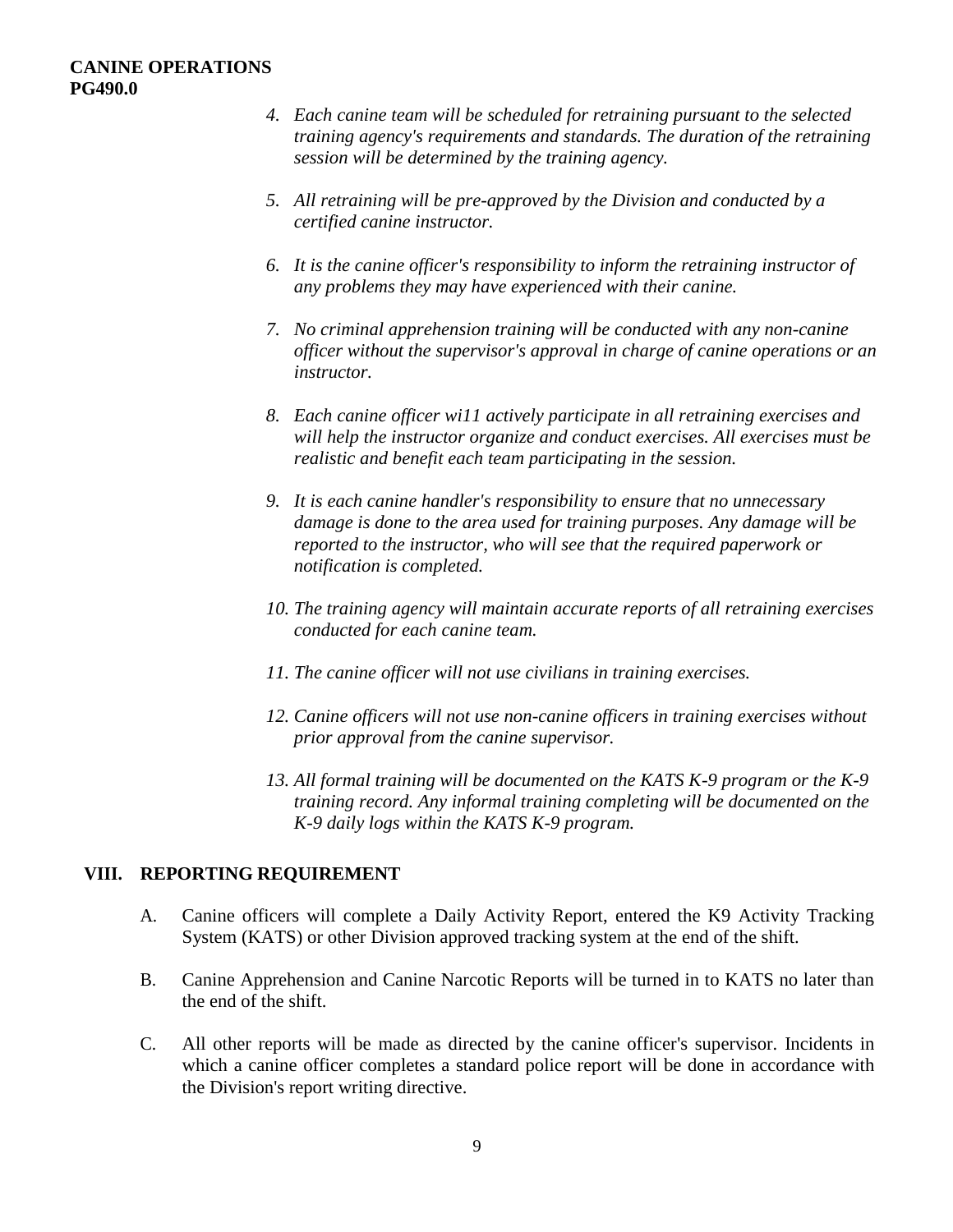4. *Each canine team will be scheduled for retraining pursuant to the selected training agency's requirements and standards. The duration of the retraining session will be determined by the training agency.*

5. *All retraining will be pre-approved by the Division and conducted by a certified canine instructor.*

6. *It is the canine officer's responsibility to inform the retraining instructor of any problems they may have experienced with their canine.*

7. *No criminal apprehension training will be conducted with any non-canine officer without the supervisor's approval in charge of canine operations or an instructor.*

8. *Each canine officer wi11 actively participate in all retraining exercises and will help the instructor organize and conduct exercises. All exercises must be realistic and benefit each team participating in the session.*

9. *It is each canine handler's responsibility to ensure that no unnecessary damage is done to the area used for training purposes. Any damage will be reported to the instructor, who will see that the required paperwork or notification is completed.*

10. *The training agency will maintain accurate reports of all retraining exercises conducted for each canine team.*

11. *The canine officer will not use civilians in training exercises.*

12. *Canine officers will not use non-canine officers in training exercises without prior approval from the canine supervisor.*

13. *All formal training will be documented on the KATS K-9 program or the K-9 training record. Any informal training completing will be documented on the K-9 daily logs within the KATS K-9 program.*

## VIII. REPORTING REQUIREMENT

A. Canine officers will complete a Daily Activity Report, entered the K9 Activity Tracking System (KATS) or other Division approved tracking system at the end of the shift.

B. Canine Apprehension and Canine Narcotic Reports will be turned in to KATS no later than the end of the shift.

C. All other reports will be made as directed by the canine officer's supervisor. Incidents in which a canine officer completes a standard police report will be done in accordance with the Division's report writing directive.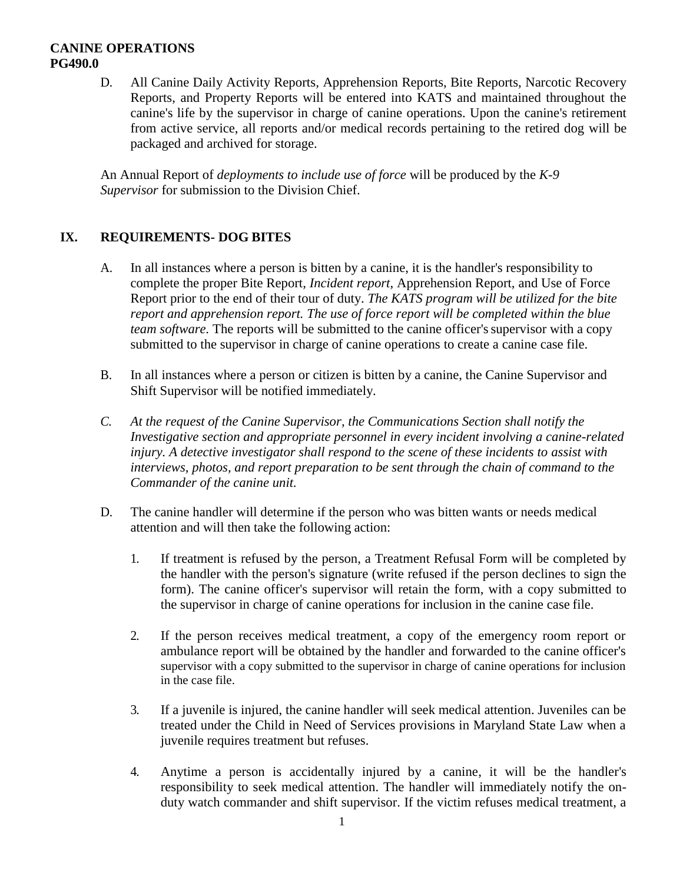D. All Canine Daily Activity Reports, Apprehension Reports, Bite Reports, Narcotic Recovery Reports, and Property Reports will be entered into KATS and maintained throughout the canine's life by the supervisor in charge of canine operations. Upon the canine's retirement from active service, all reports and/or medical records pertaining to the retired dog will be packaged and archived for storage.

An Annual Report of *deployments to include use of force* will be produced by the *K-9 Supervisor* for submission to the Division Chief.

## IX. REQUIREMENTS- DOG BITES

A. In all instances where a person is bitten by a canine, it is the handler's responsibility to complete the proper Bite Report, *Incident report*, Apprehension Report, and Use of Force Report prior to the end of their tour of duty. *The KATS program will be utilized for the bite report and apprehension report. The use of force report will be completed within the blue team software.* The reports will be submitted to the canine officer's supervisor with a copy submitted to the supervisor in charge of canine operations to create a canine case file.

B. In all instances where a person or citizen is bitten by a canine, the Canine Supervisor and Shift Supervisor will be notified immediately.

*C. At the request of the Canine Supervisor, the Communications Section shall notify the Investigative section and appropriate personnel in every incident involving a canine-related injury. A detective investigator shall respond to the scene of these incidents to assist with interviews, photos, and report preparation to be sent through the chain of command to the Commander of the canine unit.*

D. The canine handler will determine if the person who was bitten wants or needs medical attention and will then take the following action:

1. If treatment is refused by the person, a Treatment Refusal Form will be completed by the handler with the person's signature (write refused if the person declines to sign the form). The canine officer's supervisor will retain the form, with a copy submitted to the supervisor in charge of canine operations for inclusion in the canine case file.

2. If the person receives medical treatment, a copy of the emergency room report or ambulance report will be obtained by the handler and forwarded to the canine officer's supervisor with a copy submitted to the supervisor in charge of canine operations for inclusion in the case file.

3. If a juvenile is injured, the canine handler will seek medical attention. Juveniles can be treated under the Child in Need of Services provisions in Maryland State Law when a juvenile requires treatment but refuses.

4. Anytime a person is accidentally injured by a canine, it will be the handler's responsibility to seek medical attention. The handler will immediately notify the on-duty watch commander and shift supervisor. If the victim refuses medical treatment, a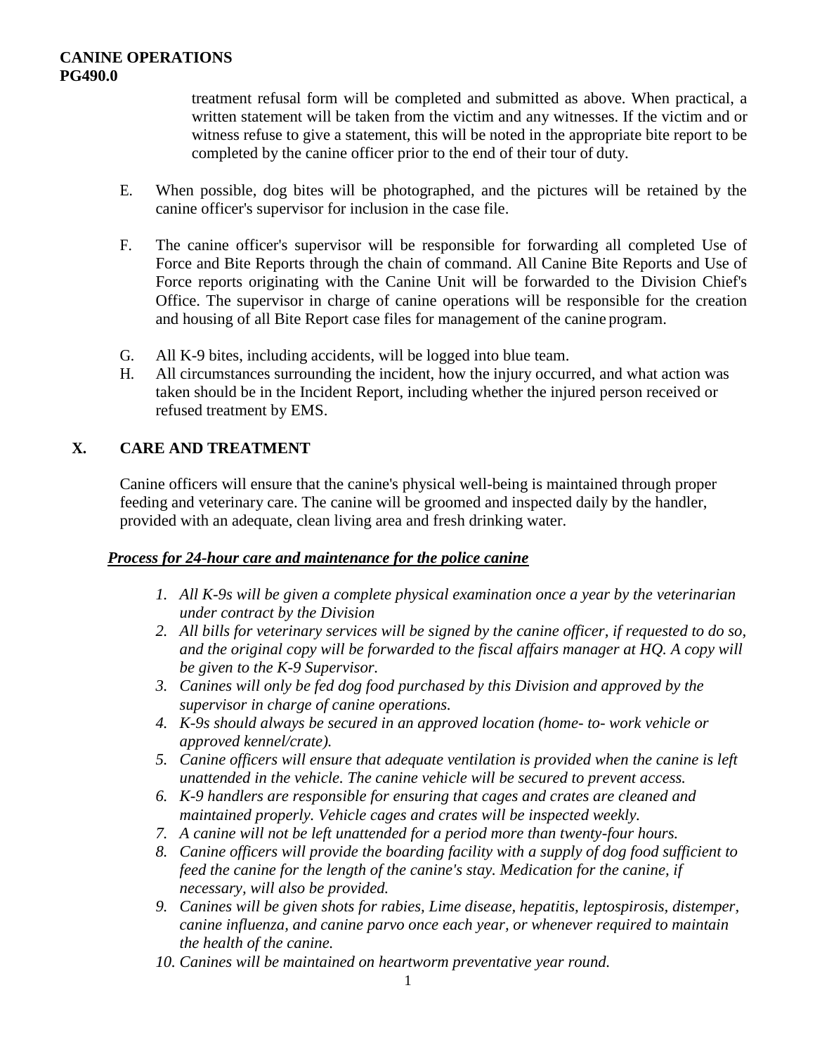treatment refusal form will be completed and submitted as above. When practical, a written statement will be taken from the victim and any witnesses. If the victim and or witness refuse to give a statement, this will be noted in the appropriate bite report to be completed by the canine officer prior to the end of their tour of duty.

E. When possible, dog bites will be photographed, and the pictures will be retained by the canine officer's supervisor for inclusion in the case file.

F. The canine officer's supervisor will be responsible for forwarding all completed Use of Force and Bite Reports through the chain of command. All Canine Bite Reports and Use of Force reports originating with the Canine Unit will be forwarded to the Division Chief's Office. The supervisor in charge of canine operations will be responsible for the creation and housing of all Bite Report case files for management of the canine program.

G. All K-9 bites, including accidents, will be logged into blue team.

H. All circumstances surrounding the incident, how the injury occurred, and what action was taken should be in the Incident Report, including whether the injured person received or refused treatment by EMS.

## X. CARE AND TREATMENT

Canine officers will ensure that the canine's physical well-being is maintained through proper feeding and veterinary care. The canine will be groomed and inspected daily by the handler, provided with an adequate, clean living area and fresh drinking water.

***Process for 24-hour care and maintenance for the police canine***

1. *All K-9s will be given a complete physical examination once a year by the veterinarian under contract by the Division*
2. *All bills for veterinary services will be signed by the canine officer, if requested to do so, and the original copy will be forwarded to the fiscal affairs manager at HQ. A copy will be given to the K-9 Supervisor.*
3. *Canines will only be fed dog food purchased by this Division and approved by the supervisor in charge of canine operations.*
4. *K-9s should always be secured in an approved location (home- to- work vehicle or approved kennel/crate).*
5. *Canine officers will ensure that adequate ventilation is provided when the canine is left unattended in the vehicle. The canine vehicle will be secured to prevent access.*
6. *K-9 handlers are responsible for ensuring that cages and crates are cleaned and maintained properly. Vehicle cages and crates will be inspected weekly.*
7. *A canine will not be left unattended for a period more than twenty-four hours.*
8. *Canine officers will provide the boarding facility with a supply of dog food sufficient to feed the canine for the length of the canine's stay. Medication for the canine, if necessary, will also be provided.*
9. *Canines will be given shots for rabies, Lime disease, hepatitis, leptospirosis, distemper, canine influenza, and canine parvo once each year, or whenever required to maintain the health of the canine.*
10. *Canines will be maintained on heartworm preventative year round.*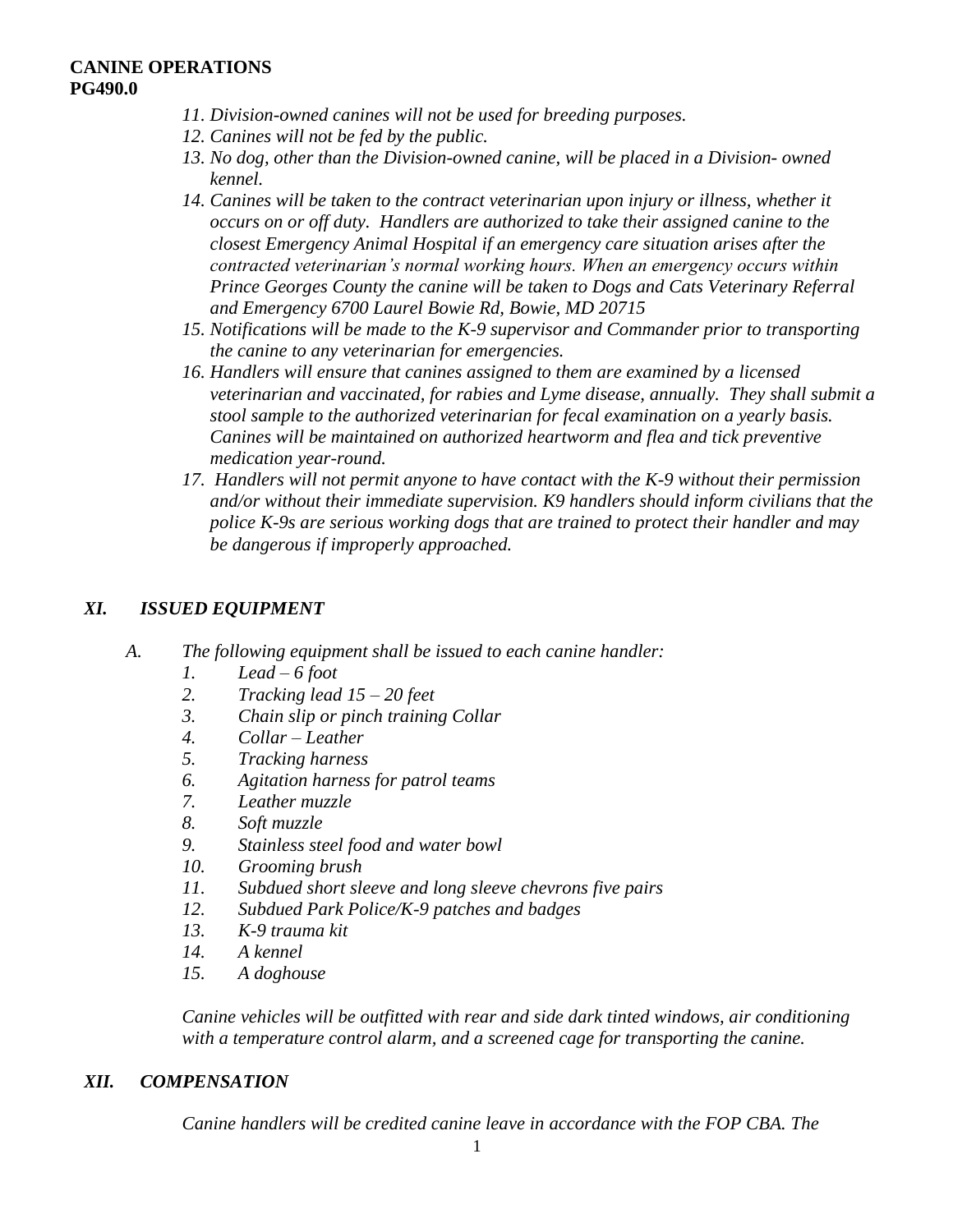**CANINE OPERATIONS**
**PG490.0**

11. *Division-owned canines will not be used for breeding purposes.*
12. *Canines will not be fed by the public.*
13. *No dog, other than the Division-owned canine, will be placed in a Division- owned kennel.*
14. *Canines will be taken to the contract veterinarian upon injury or illness, whether it occurs on or off duty. Handlers are authorized to take their assigned canine to the closest Emergency Animal Hospital if an emergency care situation arises after the contracted veterinarian's normal working hours. When an emergency occurs within Prince Georges County the canine will be taken to Dogs and Cats Veterinary Referral and Emergency 6700 Laurel Bowie Rd, Bowie, MD 20715*
15. *Notifications will be made to the K-9 supervisor and Commander prior to transporting the canine to any veterinarian for emergencies.*
16. *Handlers will ensure that canines assigned to them are examined by a licensed veterinarian and vaccinated, for rabies and Lyme disease, annually. They shall submit a stool sample to the authorized veterinarian for fecal examination on a yearly basis. Canines will be maintained on authorized heartworm and flea and tick preventive medication year-round.*
17. *Handlers will not permit anyone to have contact with the K-9 without their permission and/or without their immediate supervision. K9 handlers should inform civilians that the police K-9s are serious working dogs that are trained to protect their handler and may be dangerous if improperly approached.*

## *XI. ISSUED EQUIPMENT*

*A. The following equipment shall be issued to each canine handler:*

1. *Lead – 6 foot*
2. *Tracking lead 15 – 20 feet*
3. *Chain slip or pinch training Collar*
4. *Collar – Leather*
5. *Tracking harness*
6. *Agitation harness for patrol teams*
7. *Leather muzzle*
8. *Soft muzzle*
9. *Stainless steel food and water bowl*
10. *Grooming brush*
11. *Subdued short sleeve and long sleeve chevrons five pairs*
12. *Subdued Park Police/K-9 patches and badges*
13. *K-9 trauma kit*
14. *A kennel*
15. *A doghouse*

*Canine vehicles will be outfitted with rear and side dark tinted windows, air conditioning with a temperature control alarm, and a screened cage for transporting the canine.*

## *XII. COMPENSATION*

*Canine handlers will be credited canine leave in accordance with the FOP CBA. The*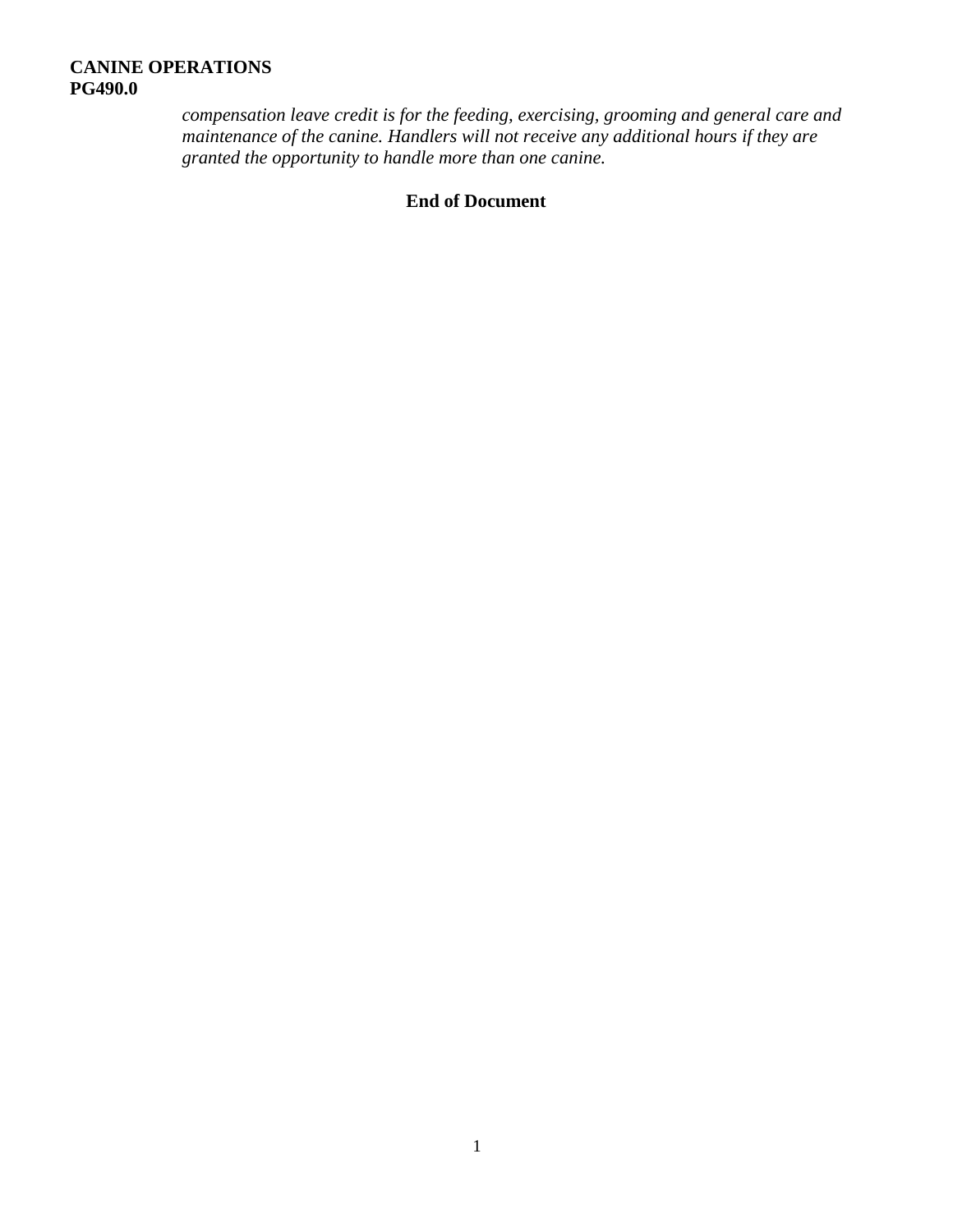*compensation leave credit is for the feeding, exercising, grooming and general care and maintenance of the canine. Handlers will not receive any additional hours if they are granted the opportunity to handle more than one canine.*

**End of Document**